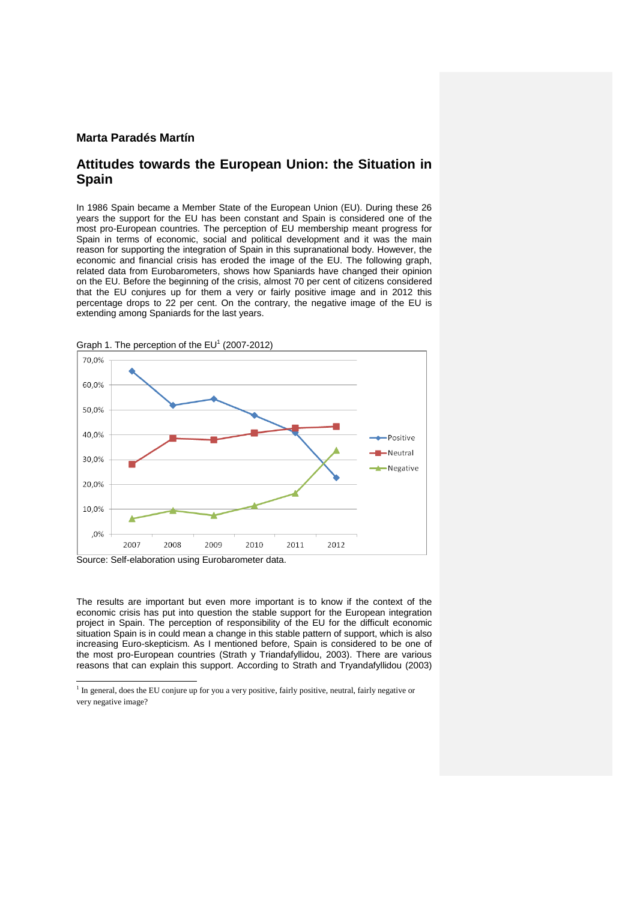**Marta Paradés Martín**

# Attitudes towards the European Union: the Situation in Spain

In 1986 Spain became a Member State of the European Union (EU). During these 26 years the support for the EU has been constant and Spain is considered one of the most pro-European countries. The perception of EU membership meant progress for Spain in terms of economic, social and political development and it was the main reason for supporting the integration of Spain in this supranational body. However, the economic and financial crisis has eroded the image of the EU. The following graph, related data from Eurobarometers, shows how Spaniards have changed their opinion on the EU. Before the beginning of the crisis, almost 70 per cent of citizens considered that the EU conjures up for them a very or fairly positive image and in 2012 this percentage drops to 22 per cent. On the contrary, the negative image of the EU is extending among Spaniards for the last years.

Graph 1. The perception of the EU[1] (2007-2012)

70,0%
60,0%
50,0%
40,0%
30,0%
20,0%
10,0%
,0%

2007 2008 2009 2010 2011 2012

Positive
Neutral
Negative

Source: Self-elaboration using Eurobarometer data.

The results are important but even more important is to know if the context of the economic crisis has put into question the stable support for the European integration project in Spain. The perception of responsibility of the EU for the difficult economic situation Spain is in could mean a change in this stable pattern of support, which is also increasing Euro-skepticism. As I mentioned before, Spain is considered to be one of the most pro-European countries (Strath y Triandafyllidou, 2003). There are various reasons that can explain this support. According to Strath and Tryandafyllidou (2003)

[1] In general, does the EU conjure up for you a very positive, fairly positive, neutral, fairly negative or very negative image?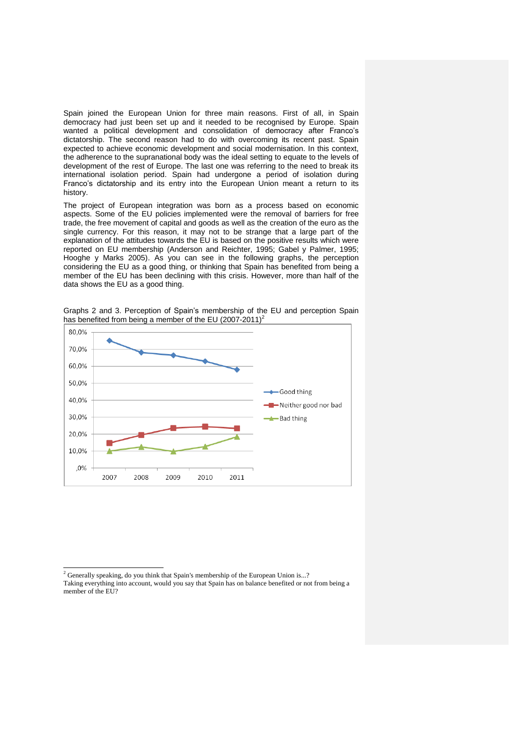Spain joined the European Union for three main reasons. First of all, in Spain democracy had just been set up and it needed to be recognised by Europe. Spain wanted a political development and consolidation of democracy after Franco's dictatorship. The second reason had to do with overcoming its recent past. Spain expected to achieve economic development and social modernisation. In this context, the adherence to the supranational body was the ideal setting to equate to the levels of development of the rest of Europe. The last one was referring to the need to break its international isolation period. Spain had undergone a period of isolation during Franco's dictatorship and its entry into the European Union meant a return to its history.

The project of European integration was born as a process based on economic aspects. Some of the EU policies implemented were the removal of barriers for free trade, the free movement of capital and goods as well as the creation of the euro as the single currency. For this reason, it may not to be strange that a large part of the explanation of the attitudes towards the EU is based on the positive results which were reported on EU membership (Anderson and Reichter, 1995; Gabel y Palmer, 1995; Hooghe y Marks 2005). As you can see in the following graphs, the perception considering the EU as a good thing, or thinking that Spain has benefited from being a member of the EU has been declining with this crisis. However, more than half of the data shows the EU as a good thing.

Graphs 2 and 3. Perception of Spain's membership of the EU and perception Spain has benefited from being a member of the EU (2007-2011)[2]

80,0%
70,0%
60,0%
50,0%
40,0%
30,0%
20,0%
10,0%
,0%

2007 2008 2009 2010 2011

Good thing
Neither good nor bad
Bad thing

[2] Generally speaking, do you think that Spain's membership of the European Union is...?
Taking everything into account, would you say that Spain has on balance benefited or not from being a member of the EU?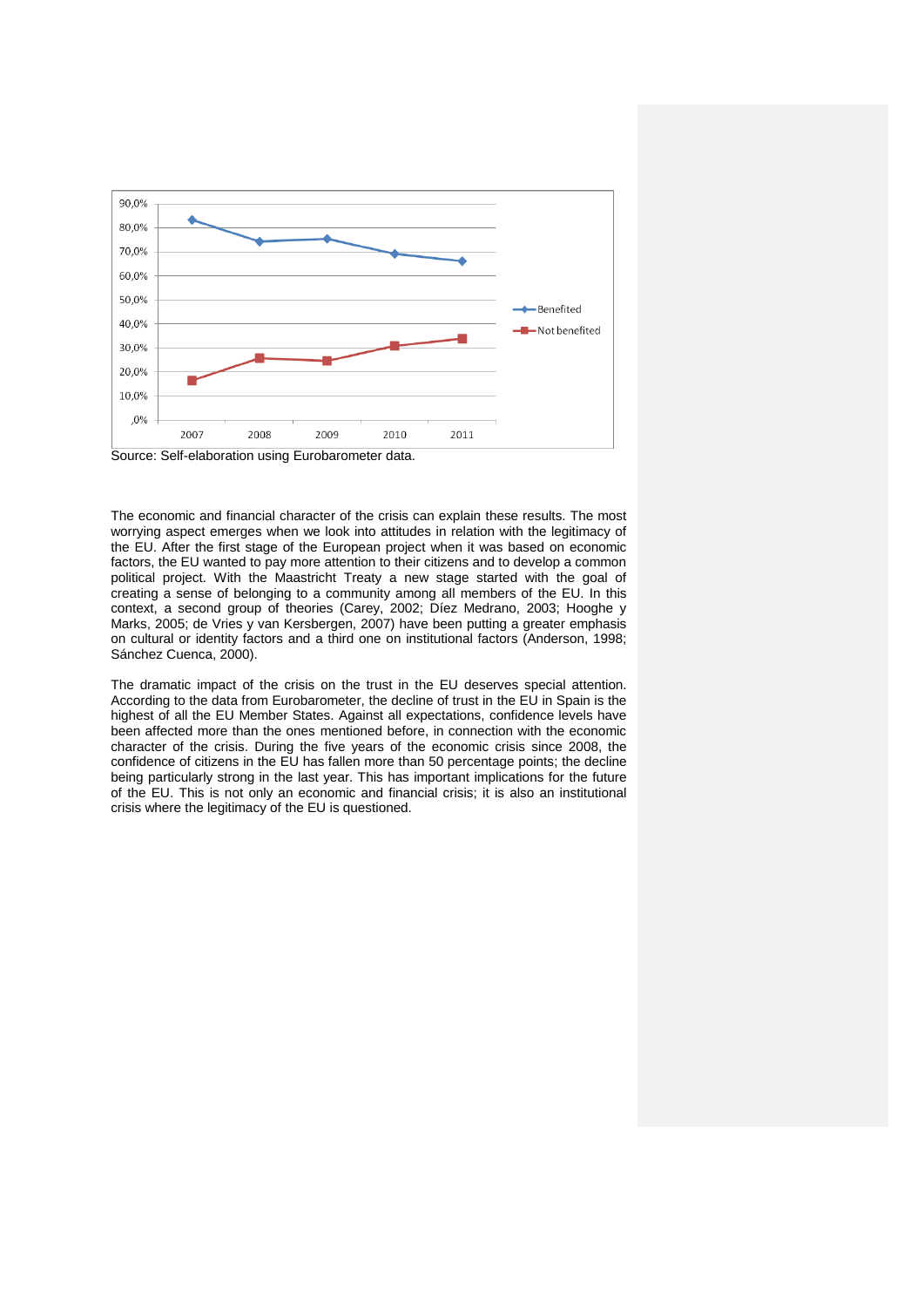90,0%
80,0%
70,0%
60,0%
50,0%
40,0%
30,0%
20,0%
10,0%
,0%

2007 2008 2009 2010 2011

Benefited
Not benefited

Source: Self-elaboration using Eurobarometer data.

The economic and financial character of the crisis can explain these results. The most worrying aspect emerges when we look into attitudes in relation with the legitimacy of the EU. After the first stage of the European project when it was based on economic factors, the EU wanted to pay more attention to their citizens and to develop a common political project. With the Maastricht Treaty a new stage started with the goal of creating a sense of belonging to a community among all members of the EU. In this context, a second group of theories (Carey, 2002; Díez Medrano, 2003; Hooghe y Marks, 2005; de Vries y van Kersbergen, 2007) have been putting a greater emphasis on cultural or identity factors and a third one on institutional factors (Anderson, 1998; Sánchez Cuenca, 2000).

The dramatic impact of the crisis on the trust in the EU deserves special attention. According to the data from Eurobarometer, the decline of trust in the EU in Spain is the highest of all the EU Member States. Against all expectations, confidence levels have been affected more than the ones mentioned before, in connection with the economic character of the crisis. During the five years of the economic crisis since 2008, the confidence of citizens in the EU has fallen more than 50 percentage points; the decline being particularly strong in the last year. This has important implications for the future of the EU. This is not only an economic and financial crisis; it is also an institutional crisis where the legitimacy of the EU is questioned.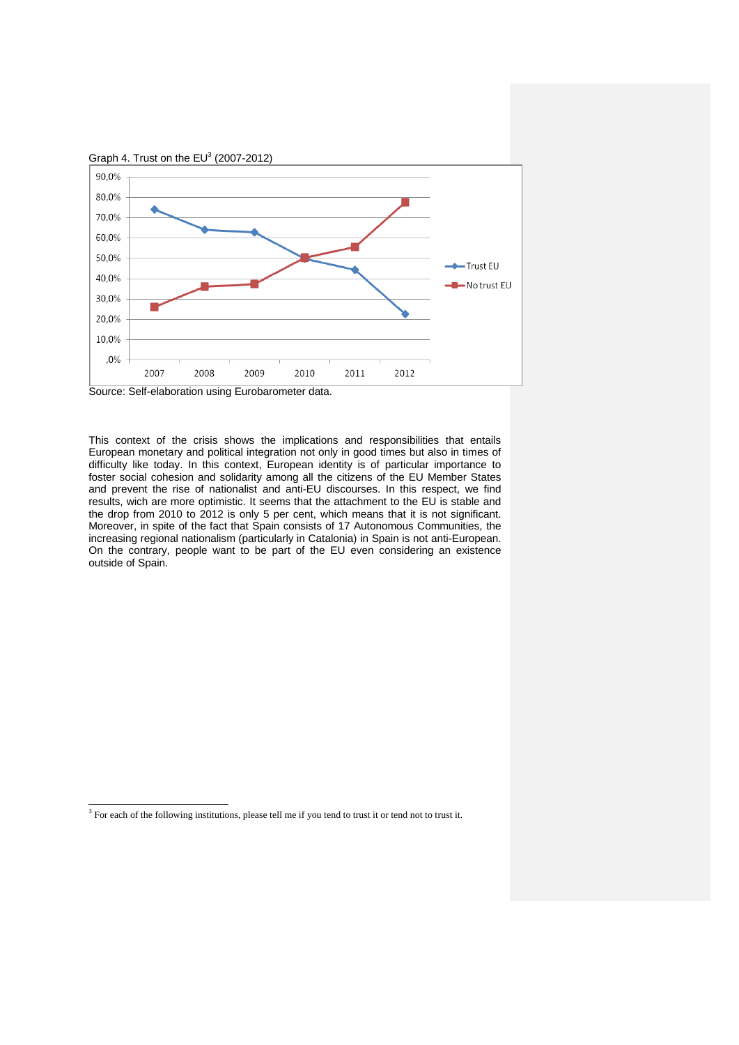Graph 4. Trust on the EU[3] (2007-2012)

90,0%
80,0%
70,0%
60,0%
50,0%
40,0%
30,0%
20,0%
10,0%
,0%

2007
2008
2009
2010
2011
2012

Trust EU
No trust EU

Source: Self-elaboration using Eurobarometer data.

This context of the crisis shows the implications and responsibilities that entails European monetary and political integration not only in good times but also in times of difficulty like today. In this context, European identity is of particular importance to foster social cohesion and solidarity among all the citizens of the EU Member States and prevent the rise of nationalist and anti-EU discourses. In this respect, we find results, wich are more optimistic. It seems that the attachment to the EU is stable and the drop from 2010 to 2012 is only 5 per cent, which means that it is not significant. Moreover, in spite of the fact that Spain consists of 17 Autonomous Communities, the increasing regional nationalism (particularly in Catalonia) in Spain is not anti-European. On the contrary, people want to be part of the EU even considering an existence outside of Spain.

[3] For each of the following institutions, please tell me if you tend to trust it or tend not to trust it.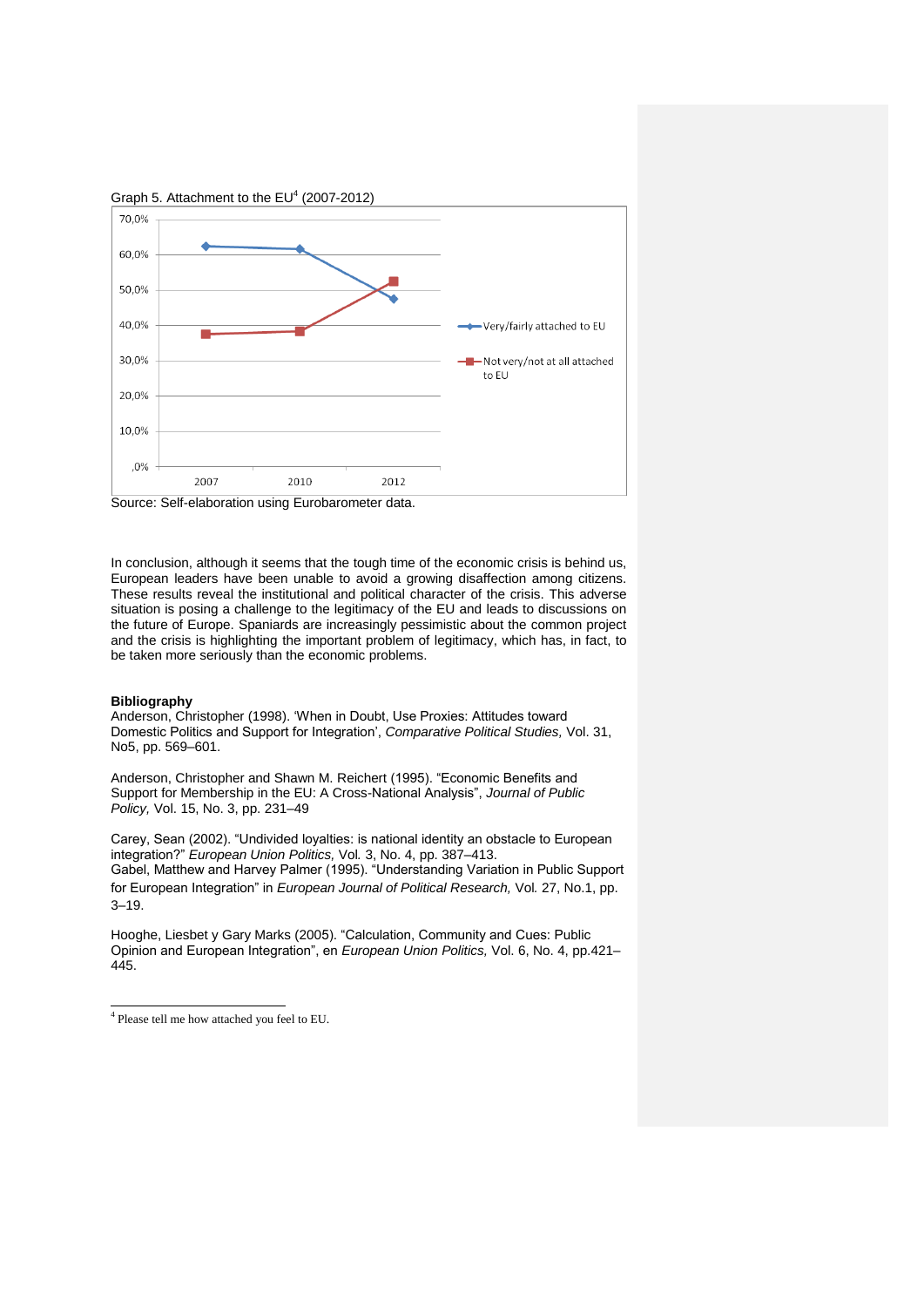Graph 5. Attachment to the EU[4] (2007-2012)

70,0%
60,0%
50,0%
40,0%
30,0%
20,0%
10,0%
,0%

2007
2010
2012

Very/fairly attached to EU
Not very/not at all attached to EU

Source: Self-elaboration using Eurobarometer data.

In conclusion, although it seems that the tough time of the economic crisis is behind us, European leaders have been unable to avoid a growing disaffection among citizens. These results reveal the institutional and political character of the crisis. This adverse situation is posing a challenge to the legitimacy of the EU and leads to discussions on the future of Europe. Spaniards are increasingly pessimistic about the common project and the crisis is highlighting the important problem of legitimacy, which has, in fact, to be taken more seriously than the economic problems.

**Bibliography**

Anderson, Christopher (1998). 'When in Doubt, Use Proxies: Attitudes toward Domestic Politics and Support for Integration', *Comparative Political Studies,* Vol. 31, No5, pp. 569–601.

Anderson, Christopher and Shawn M. Reichert (1995). "Economic Benefits and Support for Membership in the EU: A Cross-National Analysis", *Journal of Public Policy,* Vol. 15, No. 3, pp. 231–49

Carey, Sean (2002). "Undivided loyalties: is national identity an obstacle to European integration?" *European Union Politics,* Vol*.* 3, No. 4, pp. 387–413.

Gabel, Matthew and Harvey Palmer (1995). "Understanding Variation in Public Support for European Integration" in *European Journal of Political Research,* Vol*.* 27, No.1, pp. 3–19.

Hooghe, Liesbet y Gary Marks (2005). "Calculation, Community and Cues: Public Opinion and European Integration", en *European Union Politics,* Vol. 6, No. 4, pp.421–445.

[4] Please tell me how attached you feel to EU.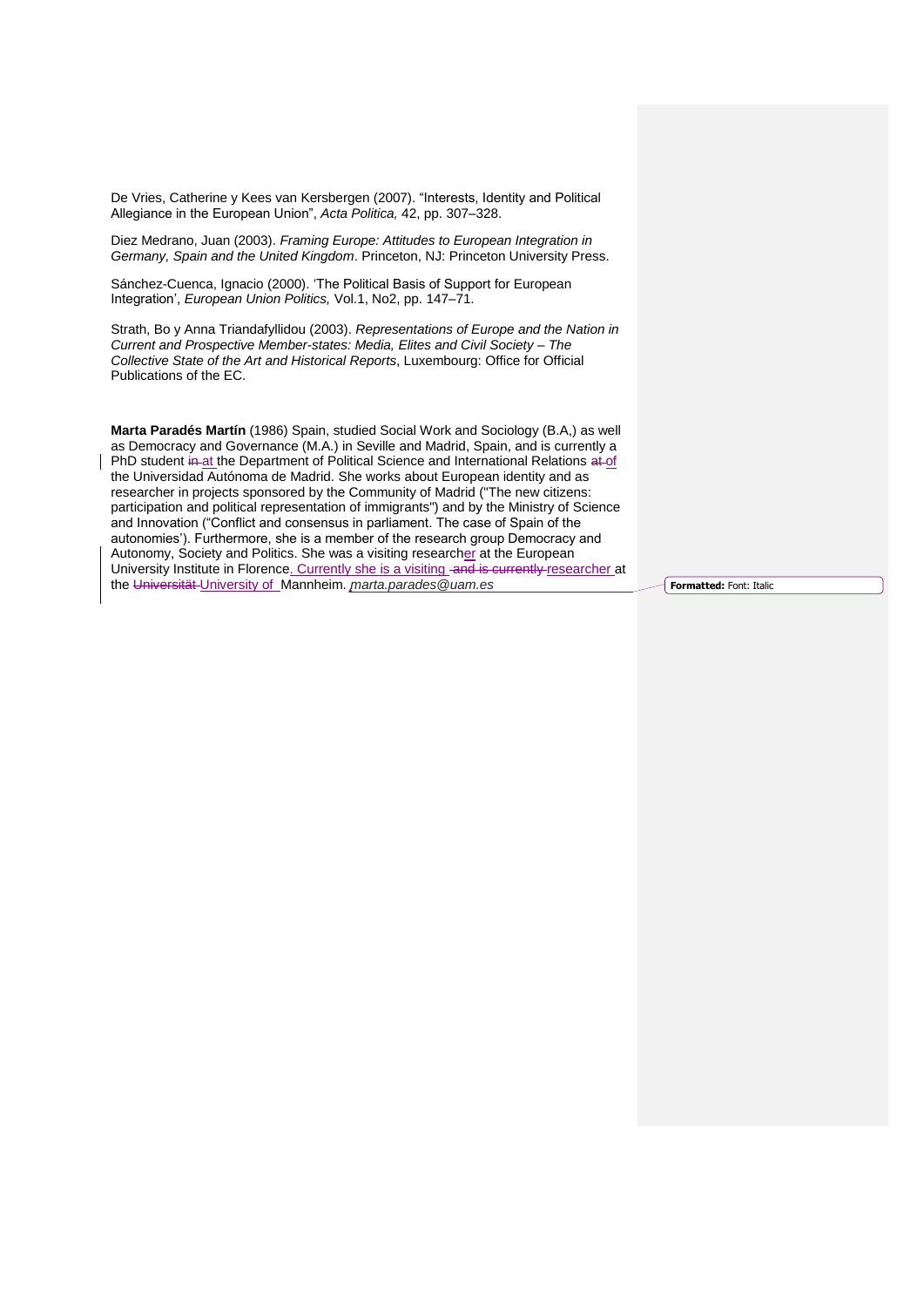De Vries, Catherine y Kees van Kersbergen (2007). "Interests, Identity and Political Allegiance in the European Union", *Acta Politica,* 42, pp. 307–328.

Diez Medrano, Juan (2003). *Framing Europe: Attitudes to European Integration in Germany, Spain and the United Kingdom*. Princeton, NJ: Princeton University Press.

Sánchez-Cuenca, Ignacio (2000). 'The Political Basis of Support for European Integration', *European Union Politics,* Vol.1, No2, pp. 147–71.

Strath, Bo y Anna Triandafyllidou (2003). *Representations of Europe and the Nation in Current and Prospective Member-states: Media, Elites and Civil Society – The Collective State of the Art and Historical Reports*, Luxembourg: Office for Official Publications of the EC.

**Marta Paradés Martín** (1986) Spain, studied Social Work and Sociology (B.A,) as well as Democracy and Governance (M.A.) in Seville and Madrid, Spain, and is currently a PhD student at the Department of Political Science and International Relations of the Universidad Autónoma de Madrid. She works about European identity and as researcher in projects sponsored by the Community of Madrid ("The new citizens: participation and political representation of immigrants") and by the Ministry of Science and Innovation ("Conflict and consensus in parliament. The case of Spain of the autonomies'). Furthermore, she is a member of the research group Democracy and Autonomy, Society and Politics. She was a visiting researcher at the European University Institute in Florence. Currently she is a visiting researcher at the University of Mannheim. *marta.parades@uam.es*